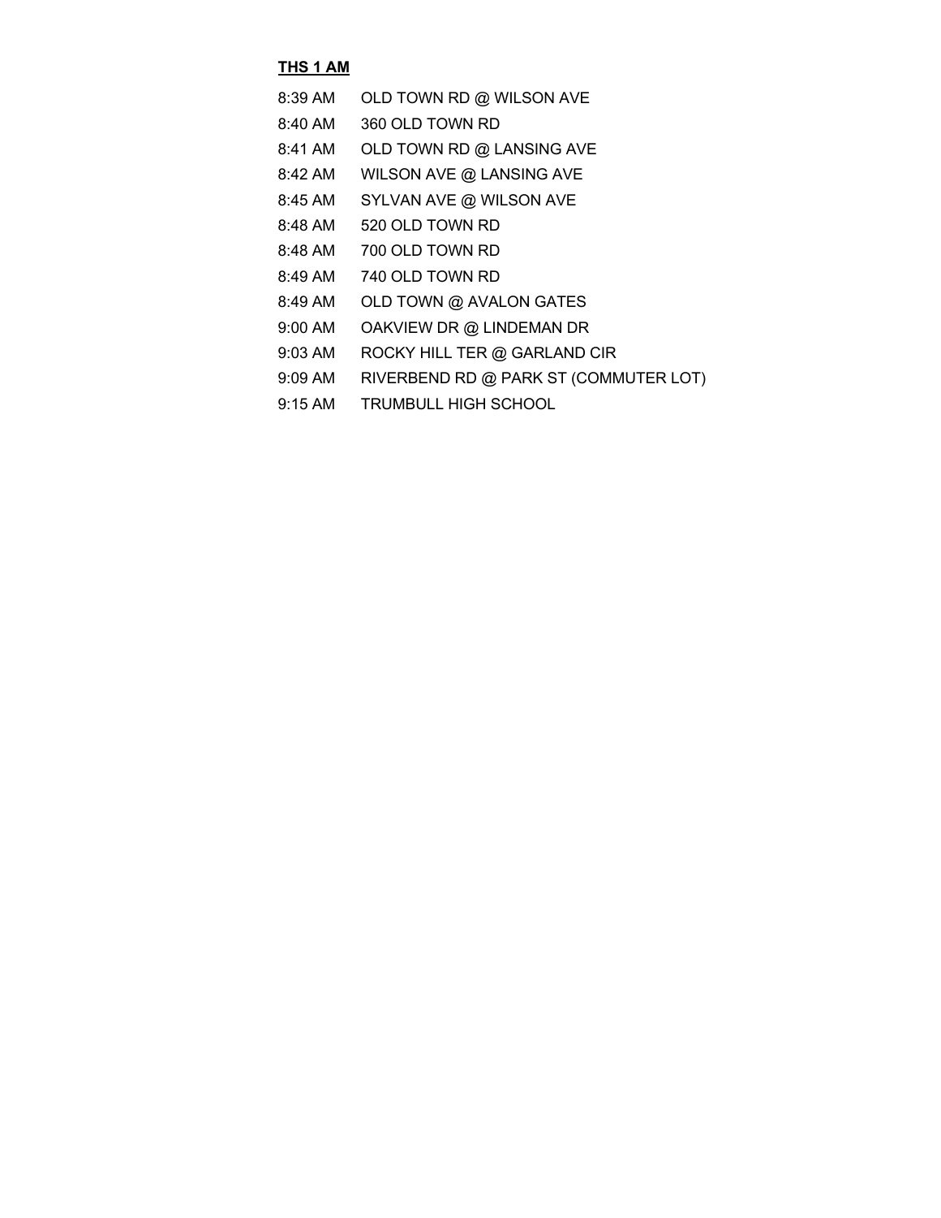**<u>THS 1 AM</u>**

| | |
|---|---|
| 8:39 AM | OLD TOWN RD @ WILSON AVE |
| 8:40 AM | 360 OLD TOWN RD |
| 8:41 AM | OLD TOWN RD @ LANSING AVE |
| 8:42 AM | WILSON AVE @ LANSING AVE |
| 8:45 AM | SYLVAN AVE @ WILSON AVE |
| 8:48 AM | 520 OLD TOWN RD |
| 8:48 AM | 700 OLD TOWN RD |
| 8:49 AM | 740 OLD TOWN RD |
| 8:49 AM | OLD TOWN @ AVALON GATES |
| 9:00 AM | OAKVIEW DR @ LINDEMAN DR |
| 9:03 AM | ROCKY HILL TER @ GARLAND CIR |
| 9:09 AM | RIVERBEND RD @ PARK ST (COMMUTER LOT) |
| 9:15 AM | TRUMBULL HIGH SCHOOL |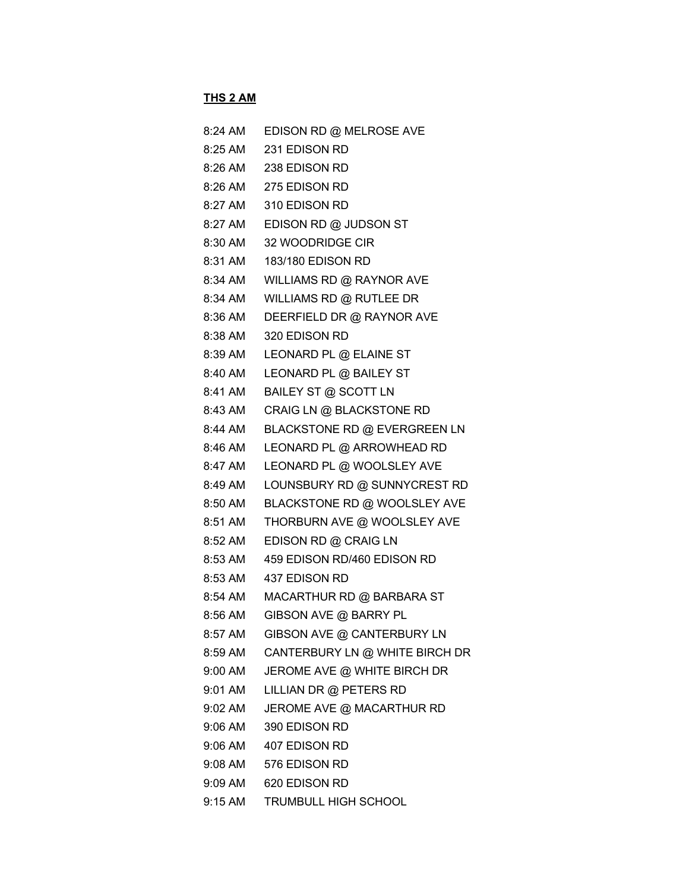**THS 2 AM**

| | |
|---|---|
| 8:24 AM | EDISON RD @ MELROSE AVE |
| 8:25 AM | 231 EDISON RD |
| 8:26 AM | 238 EDISON RD |
| 8:26 AM | 275 EDISON RD |
| 8:27 AM | 310 EDISON RD |
| 8:27 AM | EDISON RD @ JUDSON ST |
| 8:30 AM | 32 WOODRIDGE CIR |
| 8:31 AM | 183/180 EDISON RD |
| 8:34 AM | WILLIAMS RD @ RAYNOR AVE |
| 8:34 AM | WILLIAMS RD @ RUTLEE DR |
| 8:36 AM | DEERFIELD DR @ RAYNOR AVE |
| 8:38 AM | 320 EDISON RD |
| 8:39 AM | LEONARD PL @ ELAINE ST |
| 8:40 AM | LEONARD PL @ BAILEY ST |
| 8:41 AM | BAILEY ST @ SCOTT LN |
| 8:43 AM | CRAIG LN @ BLACKSTONE RD |
| 8:44 AM | BLACKSTONE RD @ EVERGREEN LN |
| 8:46 AM | LEONARD PL @ ARROWHEAD RD |
| 8:47 AM | LEONARD PL @ WOOLSLEY AVE |
| 8:49 AM | LOUNSBURY RD @ SUNNYCREST RD |
| 8:50 AM | BLACKSTONE RD @ WOOLSLEY AVE |
| 8:51 AM | THORBURN AVE @ WOOLSLEY AVE |
| 8:52 AM | EDISON RD @ CRAIG LN |
| 8:53 AM | 459 EDISON RD/460 EDISON RD |
| 8:53 AM | 437 EDISON RD |
| 8:54 AM | MACARTHUR RD @ BARBARA ST |
| 8:56 AM | GIBSON AVE @ BARRY PL |
| 8:57 AM | GIBSON AVE @ CANTERBURY LN |
| 8:59 AM | CANTERBURY LN @ WHITE BIRCH DR |
| 9:00 AM | JEROME AVE @ WHITE BIRCH DR |
| 9:01 AM | LILLIAN DR @ PETERS RD |
| 9:02 AM | JEROME AVE @ MACARTHUR RD |
| 9:06 AM | 390 EDISON RD |
| 9:06 AM | 407 EDISON RD |
| 9:08 AM | 576 EDISON RD |
| 9:09 AM | 620 EDISON RD |
| 9:15 AM | TRUMBULL HIGH SCHOOL |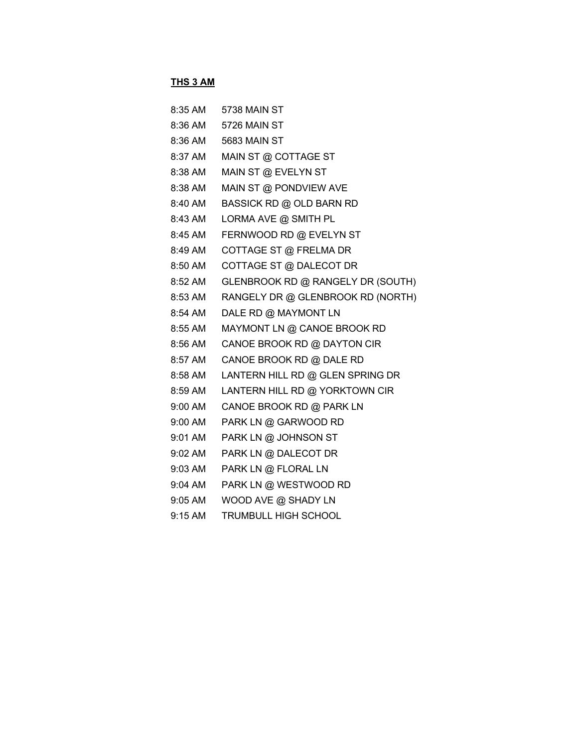**THS 3 AM**

| | |
|---|---|
| 8:35 AM | 5738 MAIN ST |
| 8:36 AM | 5726 MAIN ST |
| 8:36 AM | 5683 MAIN ST |
| 8:37 AM | MAIN ST @ COTTAGE ST |
| 8:38 AM | MAIN ST @ EVELYN ST |
| 8:38 AM | MAIN ST @ PONDVIEW AVE |
| 8:40 AM | BASSICK RD @ OLD BARN RD |
| 8:43 AM | LORMA AVE @ SMITH PL |
| 8:45 AM | FERNWOOD RD @ EVELYN ST |
| 8:49 AM | COTTAGE ST @ FRELMA DR |
| 8:50 AM | COTTAGE ST @ DALECOT DR |
| 8:52 AM | GLENBROOK RD @ RANGELY DR (SOUTH) |
| 8:53 AM | RANGELY DR @ GLENBROOK RD (NORTH) |
| 8:54 AM | DALE RD @ MAYMONT LN |
| 8:55 AM | MAYMONT LN @ CANOE BROOK RD |
| 8:56 AM | CANOE BROOK RD @ DAYTON CIR |
| 8:57 AM | CANOE BROOK RD @ DALE RD |
| 8:58 AM | LANTERN HILL RD @ GLEN SPRING DR |
| 8:59 AM | LANTERN HILL RD @ YORKTOWN CIR |
| 9:00 AM | CANOE BROOK RD @ PARK LN |
| 9:00 AM | PARK LN @ GARWOOD RD |
| 9:01 AM | PARK LN @ JOHNSON ST |
| 9:02 AM | PARK LN @ DALECOT DR |
| 9:03 AM | PARK LN @ FLORAL LN |
| 9:04 AM | PARK LN @ WESTWOOD RD |
| 9:05 AM | WOOD AVE @ SHADY LN |
| 9:15 AM | TRUMBULL HIGH SCHOOL |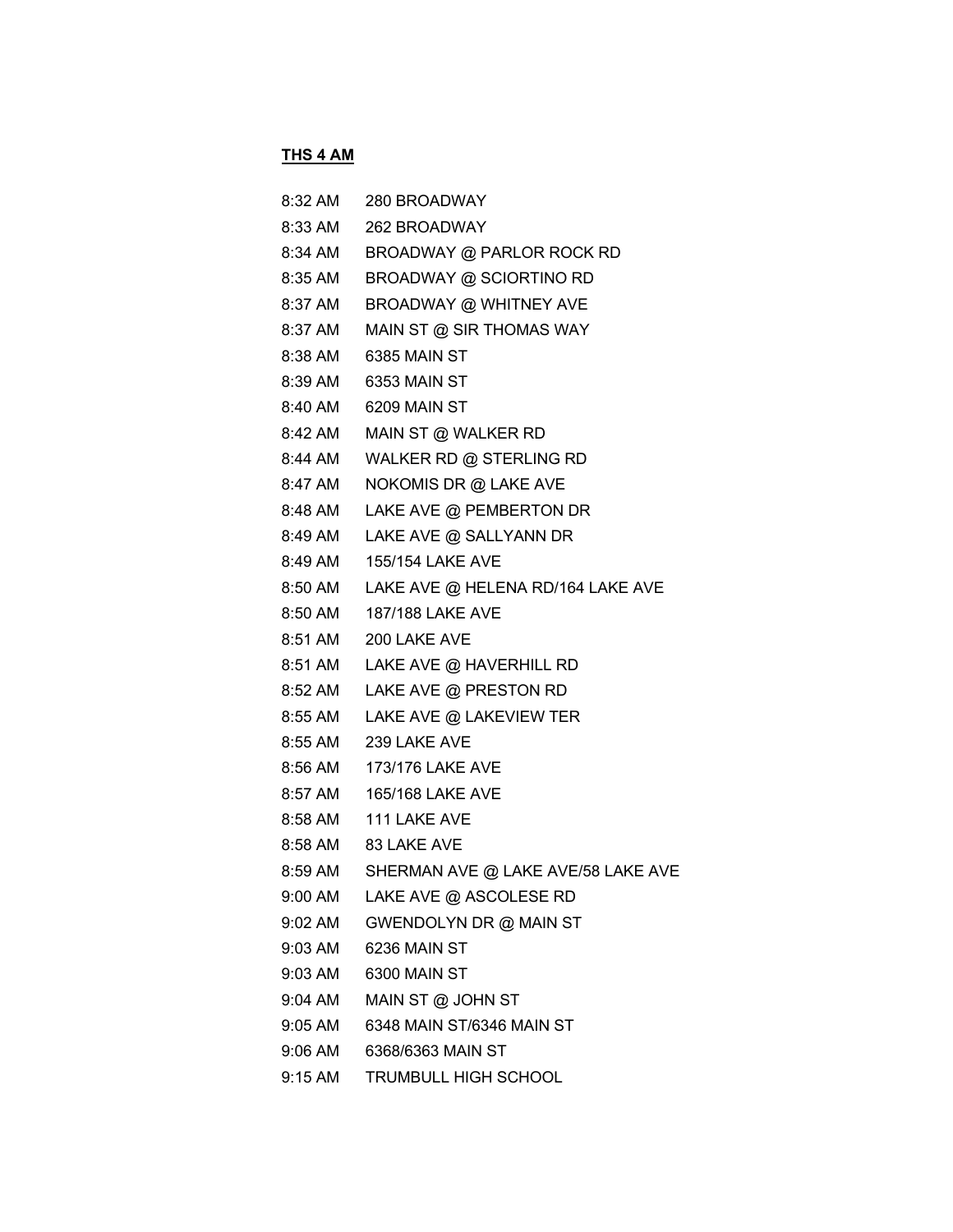**THS 4 AM**

| | |
|---|---|
| 8:32 AM | 280 BROADWAY |
| 8:33 AM | 262 BROADWAY |
| 8:34 AM | BROADWAY @ PARLOR ROCK RD |
| 8:35 AM | BROADWAY @ SCIORTINO RD |
| 8:37 AM | BROADWAY @ WHITNEY AVE |
| 8:37 AM | MAIN ST @ SIR THOMAS WAY |
| 8:38 AM | 6385 MAIN ST |
| 8:39 AM | 6353 MAIN ST |
| 8:40 AM | 6209 MAIN ST |
| 8:42 AM | MAIN ST @ WALKER RD |
| 8:44 AM | WALKER RD @ STERLING RD |
| 8:47 AM | NOKOMIS DR @ LAKE AVE |
| 8:48 AM | LAKE AVE @ PEMBERTON DR |
| 8:49 AM | LAKE AVE @ SALLYANN DR |
| 8:49 AM | 155/154 LAKE AVE |
| 8:50 AM | LAKE AVE @ HELENA RD/164 LAKE AVE |
| 8:50 AM | 187/188 LAKE AVE |
| 8:51 AM | 200 LAKE AVE |
| 8:51 AM | LAKE AVE @ HAVERHILL RD |
| 8:52 AM | LAKE AVE @ PRESTON RD |
| 8:55 AM | LAKE AVE @ LAKEVIEW TER |
| 8:55 AM | 239 LAKE AVE |
| 8:56 AM | 173/176 LAKE AVE |
| 8:57 AM | 165/168 LAKE AVE |
| 8:58 AM | 111 LAKE AVE |
| 8:58 AM | 83 LAKE AVE |
| 8:59 AM | SHERMAN AVE @ LAKE AVE/58 LAKE AVE |
| 9:00 AM | LAKE AVE @ ASCOLESE RD |
| 9:02 AM | GWENDOLYN DR @ MAIN ST |
| 9:03 AM | 6236 MAIN ST |
| 9:03 AM | 6300 MAIN ST |
| 9:04 AM | MAIN ST @ JOHN ST |
| 9:05 AM | 6348 MAIN ST/6346 MAIN ST |
| 9:06 AM | 6368/6363 MAIN ST |
| 9:15 AM | TRUMBULL HIGH SCHOOL |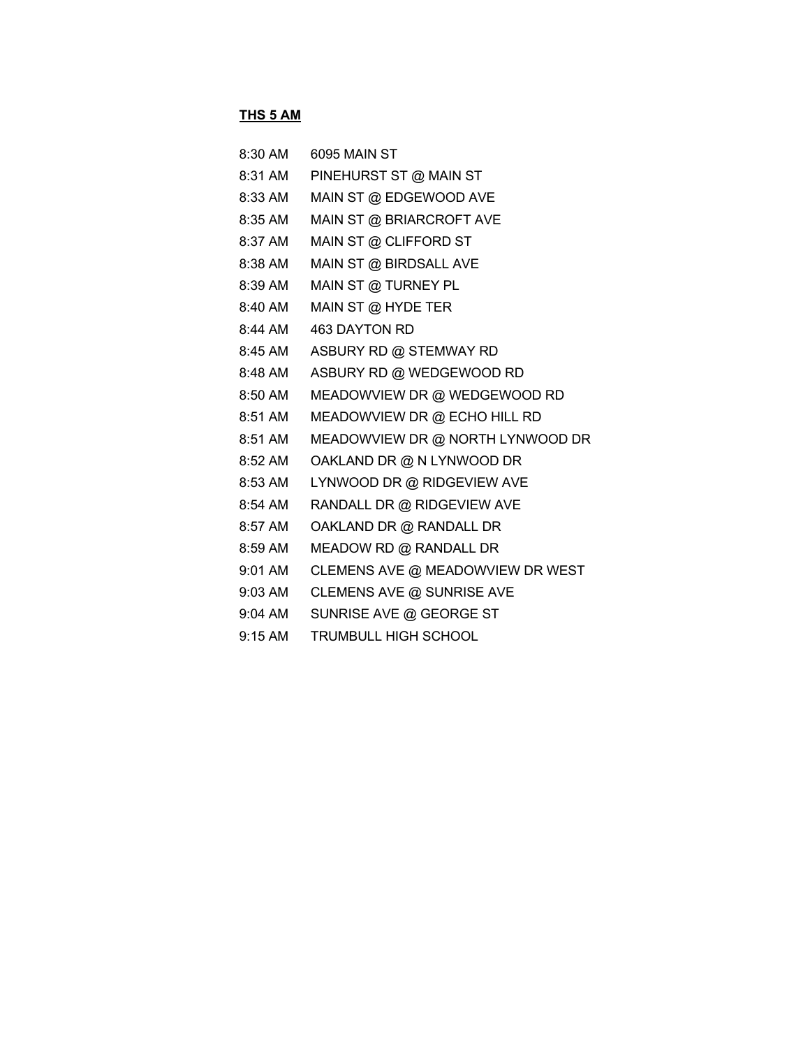**THS 5 AM**

| | |
|---|---|
| 8:30 AM | 6095 MAIN ST |
| 8:31 AM | PINEHURST ST @ MAIN ST |
| 8:33 AM | MAIN ST @ EDGEWOOD AVE |
| 8:35 AM | MAIN ST @ BRIARCROFT AVE |
| 8:37 AM | MAIN ST @ CLIFFORD ST |
| 8:38 AM | MAIN ST @ BIRDSALL AVE |
| 8:39 AM | MAIN ST @ TURNEY PL |
| 8:40 AM | MAIN ST @ HYDE TER |
| 8:44 AM | 463 DAYTON RD |
| 8:45 AM | ASBURY RD @ STEMWAY RD |
| 8:48 AM | ASBURY RD @ WEDGEWOOD RD |
| 8:50 AM | MEADOWVIEW DR @ WEDGEWOOD RD |
| 8:51 AM | MEADOWVIEW DR @ ECHO HILL RD |
| 8:51 AM | MEADOWVIEW DR @ NORTH LYNWOOD DR |
| 8:52 AM | OAKLAND DR @ N LYNWOOD DR |
| 8:53 AM | LYNWOOD DR @ RIDGEVIEW AVE |
| 8:54 AM | RANDALL DR @ RIDGEVIEW AVE |
| 8:57 AM | OAKLAND DR @ RANDALL DR |
| 8:59 AM | MEADOW RD @ RANDALL DR |
| 9:01 AM | CLEMENS AVE @ MEADOWVIEW DR WEST |
| 9:03 AM | CLEMENS AVE @ SUNRISE AVE |
| 9:04 AM | SUNRISE AVE @ GEORGE ST |
| 9:15 AM | TRUMBULL HIGH SCHOOL |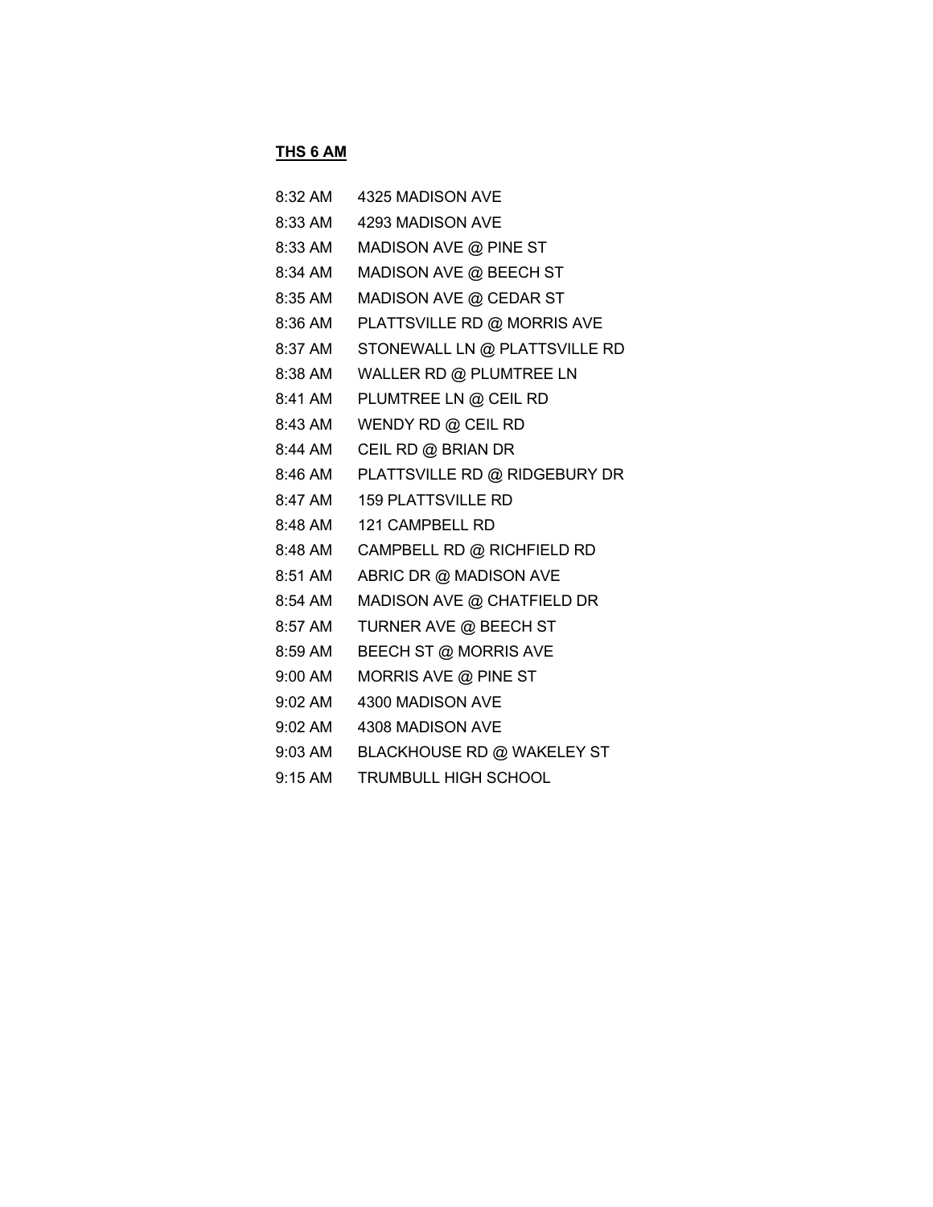**THS 6 AM**

| | |
|---|---|
| 8:32 AM | 4325 MADISON AVE |
| 8:33 AM | 4293 MADISON AVE |
| 8:33 AM | MADISON AVE @ PINE ST |
| 8:34 AM | MADISON AVE @ BEECH ST |
| 8:35 AM | MADISON AVE @ CEDAR ST |
| 8:36 AM | PLATTSVILLE RD @ MORRIS AVE |
| 8:37 AM | STONEWALL LN @ PLATTSVILLE RD |
| 8:38 AM | WALLER RD @ PLUMTREE LN |
| 8:41 AM | PLUMTREE LN @ CEIL RD |
| 8:43 AM | WENDY RD @ CEIL RD |
| 8:44 AM | CEIL RD @ BRIAN DR |
| 8:46 AM | PLATTSVILLE RD @ RIDGEBURY DR |
| 8:47 AM | 159 PLATTSVILLE RD |
| 8:48 AM | 121 CAMPBELL RD |
| 8:48 AM | CAMPBELL RD @ RICHFIELD RD |
| 8:51 AM | ABRIC DR @ MADISON AVE |
| 8:54 AM | MADISON AVE @ CHATFIELD DR |
| 8:57 AM | TURNER AVE @ BEECH ST |
| 8:59 AM | BEECH ST @ MORRIS AVE |
| 9:00 AM | MORRIS AVE @ PINE ST |
| 9:02 AM | 4300 MADISON AVE |
| 9:02 AM | 4308 MADISON AVE |
| 9:03 AM | BLACKHOUSE RD @ WAKELEY ST |
| 9:15 AM | TRUMBULL HIGH SCHOOL |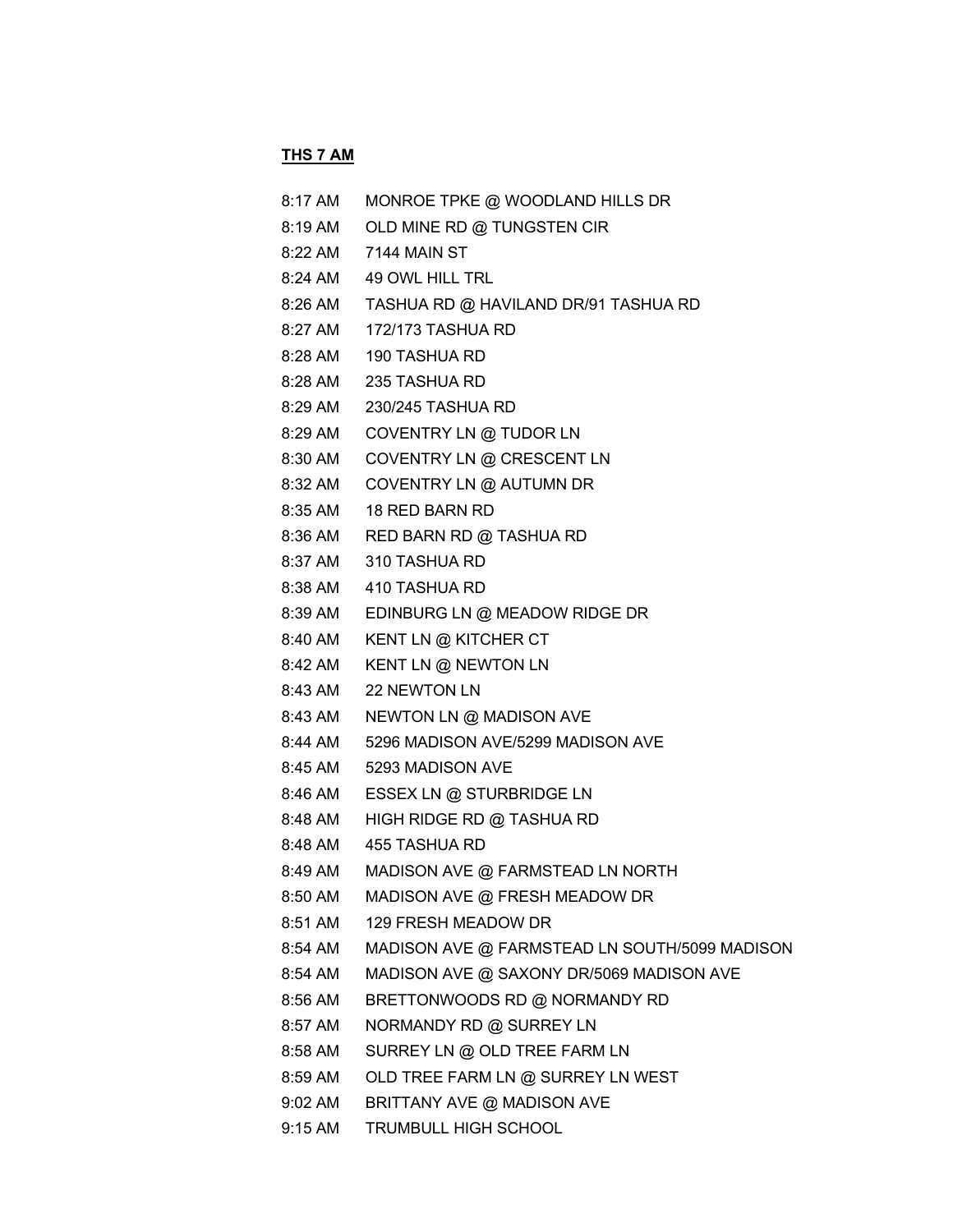**THS 7 AM**

| | |
|---|---|
| 8:17 AM | MONROE TPKE @ WOODLAND HILLS DR |
| 8:19 AM | OLD MINE RD @ TUNGSTEN CIR |
| 8:22 AM | 7144 MAIN ST |
| 8:24 AM | 49 OWL HILL TRL |
| 8:26 AM | TASHUA RD @ HAVILAND DR/91 TASHUA RD |
| 8:27 AM | 172/173 TASHUA RD |
| 8:28 AM | 190 TASHUA RD |
| 8:28 AM | 235 TASHUA RD |
| 8:29 AM | 230/245 TASHUA RD |
| 8:29 AM | COVENTRY LN @ TUDOR LN |
| 8:30 AM | COVENTRY LN @ CRESCENT LN |
| 8:32 AM | COVENTRY LN @ AUTUMN DR |
| 8:35 AM | 18 RED BARN RD |
| 8:36 AM | RED BARN RD @ TASHUA RD |
| 8:37 AM | 310 TASHUA RD |
| 8:38 AM | 410 TASHUA RD |
| 8:39 AM | EDINBURG LN @ MEADOW RIDGE DR |
| 8:40 AM | KENT LN @ KITCHER CT |
| 8:42 AM | KENT LN @ NEWTON LN |
| 8:43 AM | 22 NEWTON LN |
| 8:43 AM | NEWTON LN @ MADISON AVE |
| 8:44 AM | 5296 MADISON AVE/5299 MADISON AVE |
| 8:45 AM | 5293 MADISON AVE |
| 8:46 AM | ESSEX LN @ STURBRIDGE LN |
| 8:48 AM | HIGH RIDGE RD @ TASHUA RD |
| 8:48 AM | 455 TASHUA RD |
| 8:49 AM | MADISON AVE @ FARMSTEAD LN NORTH |
| 8:50 AM | MADISON AVE @ FRESH MEADOW DR |
| 8:51 AM | 129 FRESH MEADOW DR |
| 8:54 AM | MADISON AVE @ FARMSTEAD LN SOUTH/5099 MADISON |
| 8:54 AM | MADISON AVE @ SAXONY DR/5069 MADISON AVE |
| 8:56 AM | BRETTONWOODS RD @ NORMANDY RD |
| 8:57 AM | NORMANDY RD @ SURREY LN |
| 8:58 AM | SURREY LN @ OLD TREE FARM LN |
| 8:59 AM | OLD TREE FARM LN @ SURREY LN WEST |
| 9:02 AM | BRITTANY AVE @ MADISON AVE |
| 9:15 AM | TRUMBULL HIGH SCHOOL |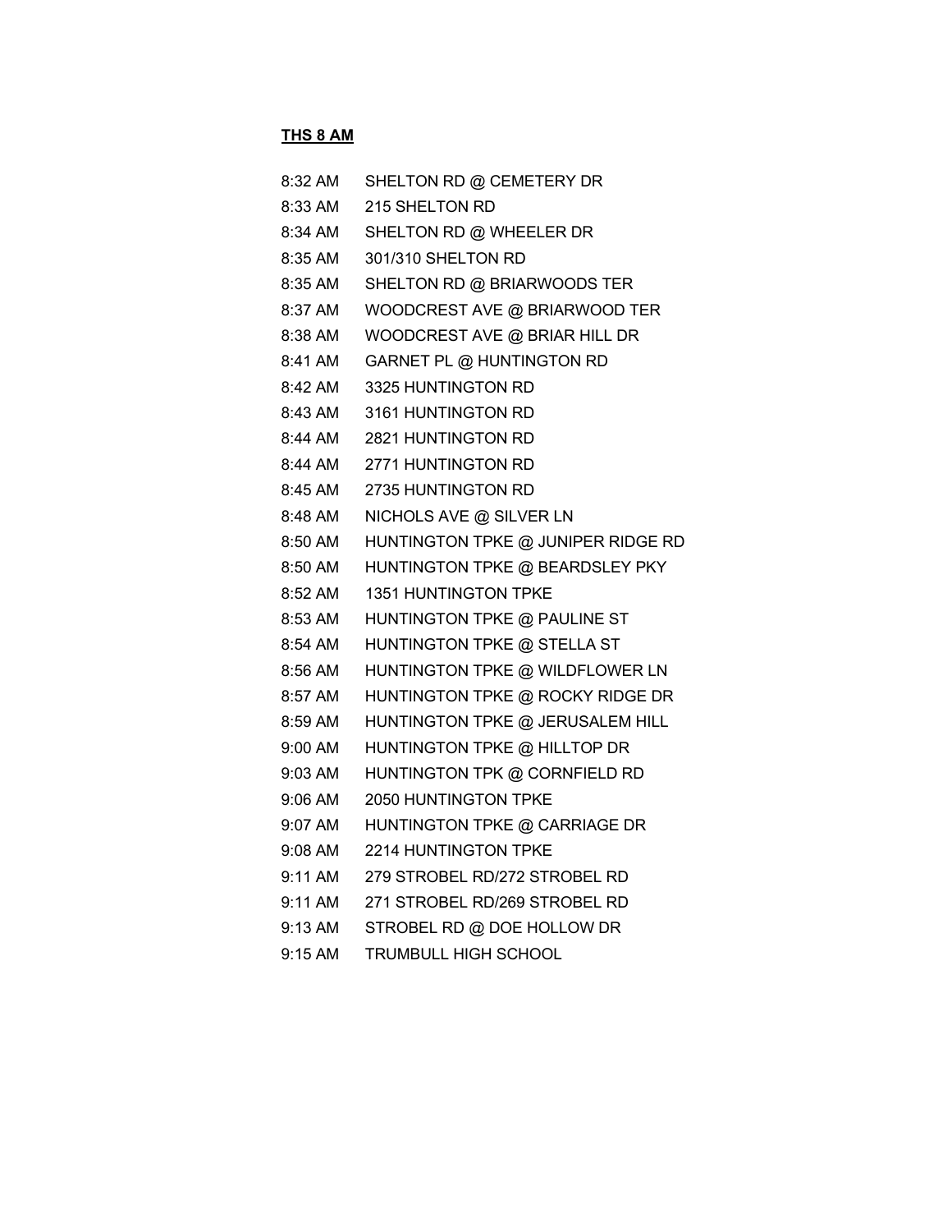**THS 8 AM**

| | |
|---|---|
| 8:32 AM | SHELTON RD @ CEMETERY DR |
| 8:33 AM | 215 SHELTON RD |
| 8:34 AM | SHELTON RD @ WHEELER DR |
| 8:35 AM | 301/310 SHELTON RD |
| 8:35 AM | SHELTON RD @ BRIARWOODS TER |
| 8:37 AM | WOODCREST AVE @ BRIARWOOD TER |
| 8:38 AM | WOODCREST AVE @ BRIAR HILL DR |
| 8:41 AM | GARNET PL @ HUNTINGTON RD |
| 8:42 AM | 3325 HUNTINGTON RD |
| 8:43 AM | 3161 HUNTINGTON RD |
| 8:44 AM | 2821 HUNTINGTON RD |
| 8:44 AM | 2771 HUNTINGTON RD |
| 8:45 AM | 2735 HUNTINGTON RD |
| 8:48 AM | NICHOLS AVE @ SILVER LN |
| 8:50 AM | HUNTINGTON TPKE @ JUNIPER RIDGE RD |
| 8:50 AM | HUNTINGTON TPKE @ BEARDSLEY PKY |
| 8:52 AM | 1351 HUNTINGTON TPKE |
| 8:53 AM | HUNTINGTON TPKE @ PAULINE ST |
| 8:54 AM | HUNTINGTON TPKE @ STELLA ST |
| 8:56 AM | HUNTINGTON TPKE @ WILDFLOWER LN |
| 8:57 AM | HUNTINGTON TPKE @ ROCKY RIDGE DR |
| 8:59 AM | HUNTINGTON TPKE @ JERUSALEM HILL |
| 9:00 AM | HUNTINGTON TPKE @ HILLTOP DR |
| 9:03 AM | HUNTINGTON TPK @ CORNFIELD RD |
| 9:06 AM | 2050 HUNTINGTON TPKE |
| 9:07 AM | HUNTINGTON TPKE @ CARRIAGE DR |
| 9:08 AM | 2214 HUNTINGTON TPKE |
| 9:11 AM | 279 STROBEL RD/272 STROBEL RD |
| 9:11 AM | 271 STROBEL RD/269 STROBEL RD |
| 9:13 AM | STROBEL RD @ DOE HOLLOW DR |
| 9:15 AM | TRUMBULL HIGH SCHOOL |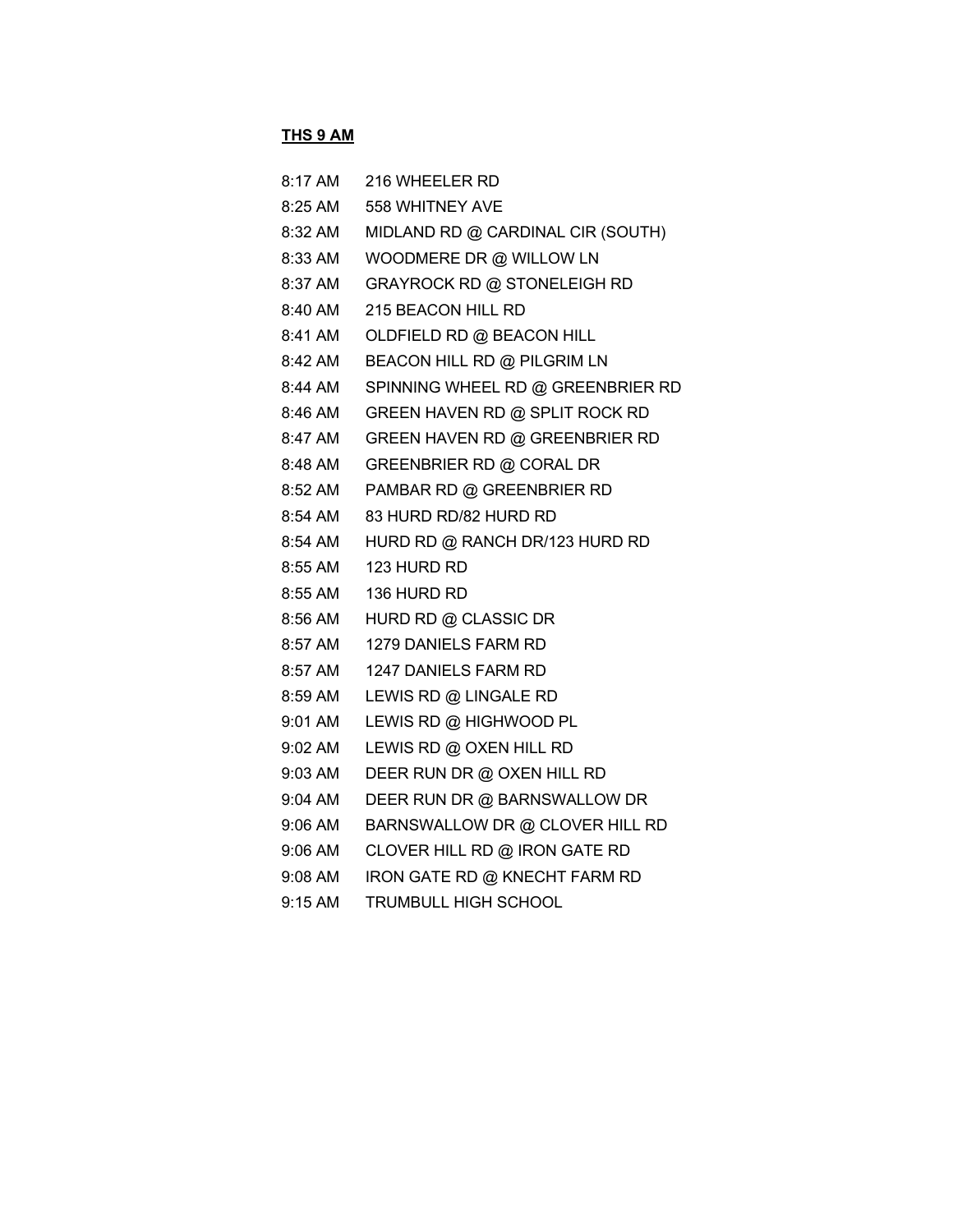**THS 9 AM**

| | |
|---|---|
| 8:17 AM | 216 WHEELER RD |
| 8:25 AM | 558 WHITNEY AVE |
| 8:32 AM | MIDLAND RD @ CARDINAL CIR (SOUTH) |
| 8:33 AM | WOODMERE DR @ WILLOW LN |
| 8:37 AM | GRAYROCK RD @ STONELEIGH RD |
| 8:40 AM | 215 BEACON HILL RD |
| 8:41 AM | OLDFIELD RD @ BEACON HILL |
| 8:42 AM | BEACON HILL RD @ PILGRIM LN |
| 8:44 AM | SPINNING WHEEL RD @ GREENBRIER RD |
| 8:46 AM | GREEN HAVEN RD @ SPLIT ROCK RD |
| 8:47 AM | GREEN HAVEN RD @ GREENBRIER RD |
| 8:48 AM | GREENBRIER RD @ CORAL DR |
| 8:52 AM | PAMBAR RD @ GREENBRIER RD |
| 8:54 AM | 83 HURD RD/82 HURD RD |
| 8:54 AM | HURD RD @ RANCH DR/123 HURD RD |
| 8:55 AM | 123 HURD RD |
| 8:55 AM | 136 HURD RD |
| 8:56 AM | HURD RD @ CLASSIC DR |
| 8:57 AM | 1279 DANIELS FARM RD |
| 8:57 AM | 1247 DANIELS FARM RD |
| 8:59 AM | LEWIS RD @ LINGALE RD |
| 9:01 AM | LEWIS RD @ HIGHWOOD PL |
| 9:02 AM | LEWIS RD @ OXEN HILL RD |
| 9:03 AM | DEER RUN DR @ OXEN HILL RD |
| 9:04 AM | DEER RUN DR @ BARNSWALLOW DR |
| 9:06 AM | BARNSWALLOW DR @ CLOVER HILL RD |
| 9:06 AM | CLOVER HILL RD @ IRON GATE RD |
| 9:08 AM | IRON GATE RD @ KNECHT FARM RD |
| 9:15 AM | TRUMBULL HIGH SCHOOL |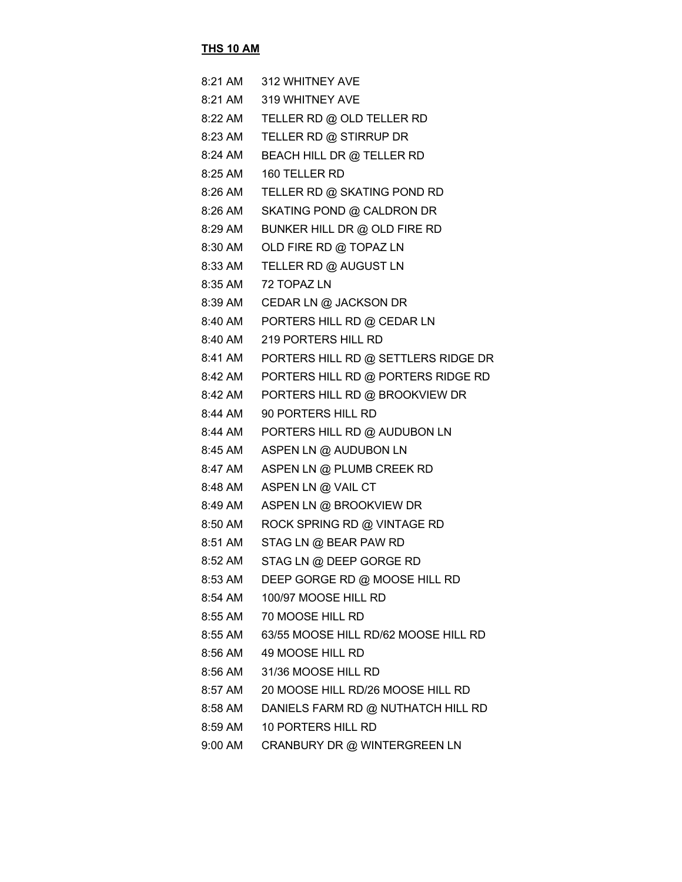**THS 10 AM**

| | |
|---|---|
| 8:21 AM | 312 WHITNEY AVE |
| 8:21 AM | 319 WHITNEY AVE |
| 8:22 AM | TELLER RD @ OLD TELLER RD |
| 8:23 AM | TELLER RD @ STIRRUP DR |
| 8:24 AM | BEACH HILL DR @ TELLER RD |
| 8:25 AM | 160 TELLER RD |
| 8:26 AM | TELLER RD @ SKATING POND RD |
| 8:26 AM | SKATING POND @ CALDRON DR |
| 8:29 AM | BUNKER HILL DR @ OLD FIRE RD |
| 8:30 AM | OLD FIRE RD @ TOPAZ LN |
| 8:33 AM | TELLER RD @ AUGUST LN |
| 8:35 AM | 72 TOPAZ LN |
| 8:39 AM | CEDAR LN @ JACKSON DR |
| 8:40 AM | PORTERS HILL RD @ CEDAR LN |
| 8:40 AM | 219 PORTERS HILL RD |
| 8:41 AM | PORTERS HILL RD @ SETTLERS RIDGE DR |
| 8:42 AM | PORTERS HILL RD @ PORTERS RIDGE RD |
| 8:42 AM | PORTERS HILL RD @ BROOKVIEW DR |
| 8:44 AM | 90 PORTERS HILL RD |
| 8:44 AM | PORTERS HILL RD @ AUDUBON LN |
| 8:45 AM | ASPEN LN @ AUDUBON LN |
| 8:47 AM | ASPEN LN @ PLUMB CREEK RD |
| 8:48 AM | ASPEN LN @ VAIL CT |
| 8:49 AM | ASPEN LN @ BROOKVIEW DR |
| 8:50 AM | ROCK SPRING RD @ VINTAGE RD |
| 8:51 AM | STAG LN @ BEAR PAW RD |
| 8:52 AM | STAG LN @ DEEP GORGE RD |
| 8:53 AM | DEEP GORGE RD @ MOOSE HILL RD |
| 8:54 AM | 100/97 MOOSE HILL RD |
| 8:55 AM | 70 MOOSE HILL RD |
| 8:55 AM | 63/55 MOOSE HILL RD/62 MOOSE HILL RD |
| 8:56 AM | 49 MOOSE HILL RD |
| 8:56 AM | 31/36 MOOSE HILL RD |
| 8:57 AM | 20 MOOSE HILL RD/26 MOOSE HILL RD |
| 8:58 AM | DANIELS FARM RD @ NUTHATCH HILL RD |
| 8:59 AM | 10 PORTERS HILL RD |
| 9:00 AM | CRANBURY DR @ WINTERGREEN LN |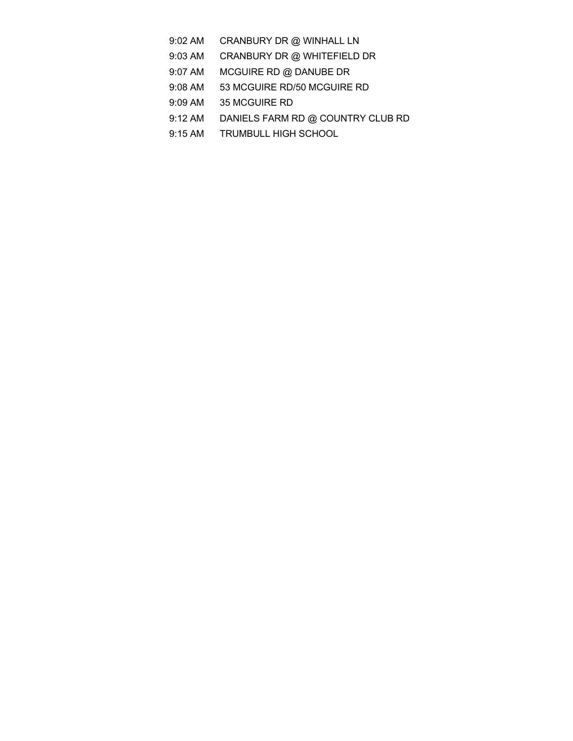| | |
|---|---|
| 9:02 AM | CRANBURY DR @ WINHALL LN |
| 9:03 AM | CRANBURY DR @ WHITEFIELD DR |
| 9:07 AM | MCGUIRE RD @ DANUBE DR |
| 9:08 AM | 53 MCGUIRE RD/50 MCGUIRE RD |
| 9:09 AM | 35 MCGUIRE RD |
| 9:12 AM | DANIELS FARM RD @ COUNTRY CLUB RD |
| 9:15 AM | TRUMBULL HIGH SCHOOL |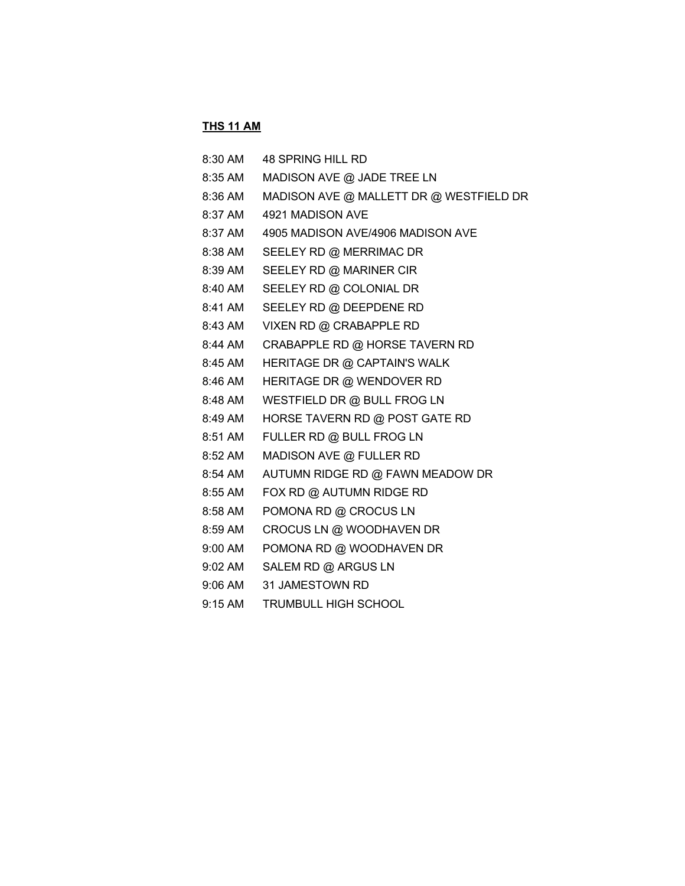**THS 11 AM**

| | |
|---|---|
| 8:30 AM | 48 SPRING HILL RD |
| 8:35 AM | MADISON AVE @ JADE TREE LN |
| 8:36 AM | MADISON AVE @ MALLETT DR @ WESTFIELD DR |
| 8:37 AM | 4921 MADISON AVE |
| 8:37 AM | 4905 MADISON AVE/4906 MADISON AVE |
| 8:38 AM | SEELEY RD @ MERRIMAC DR |
| 8:39 AM | SEELEY RD @ MARINER CIR |
| 8:40 AM | SEELEY RD @ COLONIAL DR |
| 8:41 AM | SEELEY RD @ DEEPDENE RD |
| 8:43 AM | VIXEN RD @ CRABAPPLE RD |
| 8:44 AM | CRABAPPLE RD @ HORSE TAVERN RD |
| 8:45 AM | HERITAGE DR @ CAPTAIN'S WALK |
| 8:46 AM | HERITAGE DR @ WENDOVER RD |
| 8:48 AM | WESTFIELD DR @ BULL FROG LN |
| 8:49 AM | HORSE TAVERN RD @ POST GATE RD |
| 8:51 AM | FULLER RD @ BULL FROG LN |
| 8:52 AM | MADISON AVE @ FULLER RD |
| 8:54 AM | AUTUMN RIDGE RD @ FAWN MEADOW DR |
| 8:55 AM | FOX RD @ AUTUMN RIDGE RD |
| 8:58 AM | POMONA RD @ CROCUS LN |
| 8:59 AM | CROCUS LN @ WOODHAVEN DR |
| 9:00 AM | POMONA RD @ WOODHAVEN DR |
| 9:02 AM | SALEM RD @ ARGUS LN |
| 9:06 AM | 31 JAMESTOWN RD |
| 9:15 AM | TRUMBULL HIGH SCHOOL |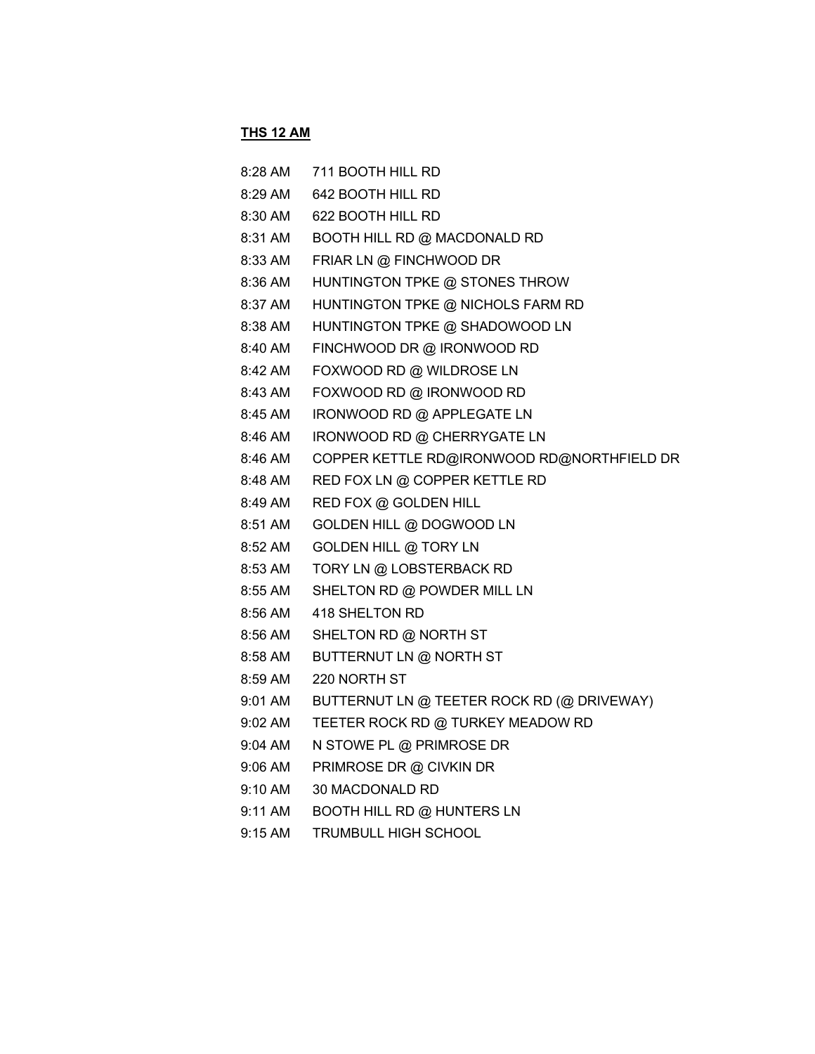**THS 12 AM**

| | |
|---|---|
| 8:28 AM | 711 BOOTH HILL RD |
| 8:29 AM | 642 BOOTH HILL RD |
| 8:30 AM | 622 BOOTH HILL RD |
| 8:31 AM | BOOTH HILL RD @ MACDONALD RD |
| 8:33 AM | FRIAR LN @ FINCHWOOD DR |
| 8:36 AM | HUNTINGTON TPKE @ STONES THROW |
| 8:37 AM | HUNTINGTON TPKE @ NICHOLS FARM RD |
| 8:38 AM | HUNTINGTON TPKE @ SHADOWOOD LN |
| 8:40 AM | FINCHWOOD DR @ IRONWOOD RD |
| 8:42 AM | FOXWOOD RD @ WILDROSE LN |
| 8:43 AM | FOXWOOD RD @ IRONWOOD RD |
| 8:45 AM | IRONWOOD RD @ APPLEGATE LN |
| 8:46 AM | IRONWOOD RD @ CHERRYGATE LN |
| 8:46 AM | COPPER KETTLE RD@IRONWOOD RD@NORTHFIELD DR |
| 8:48 AM | RED FOX LN @ COPPER KETTLE RD |
| 8:49 AM | RED FOX @ GOLDEN HILL |
| 8:51 AM | GOLDEN HILL @ DOGWOOD LN |
| 8:52 AM | GOLDEN HILL @ TORY LN |
| 8:53 AM | TORY LN @ LOBSTERBACK RD |
| 8:55 AM | SHELTON RD @ POWDER MILL LN |
| 8:56 AM | 418 SHELTON RD |
| 8:56 AM | SHELTON RD @ NORTH ST |
| 8:58 AM | BUTTERNUT LN @ NORTH ST |
| 8:59 AM | 220 NORTH ST |
| 9:01 AM | BUTTERNUT LN @ TEETER ROCK RD (@ DRIVEWAY) |
| 9:02 AM | TEETER ROCK RD @ TURKEY MEADOW RD |
| 9:04 AM | N STOWE PL @ PRIMROSE DR |
| 9:06 AM | PRIMROSE DR @ CIVKIN DR |
| 9:10 AM | 30 MACDONALD RD |
| 9:11 AM | BOOTH HILL RD @ HUNTERS LN |
| 9:15 AM | TRUMBULL HIGH SCHOOL |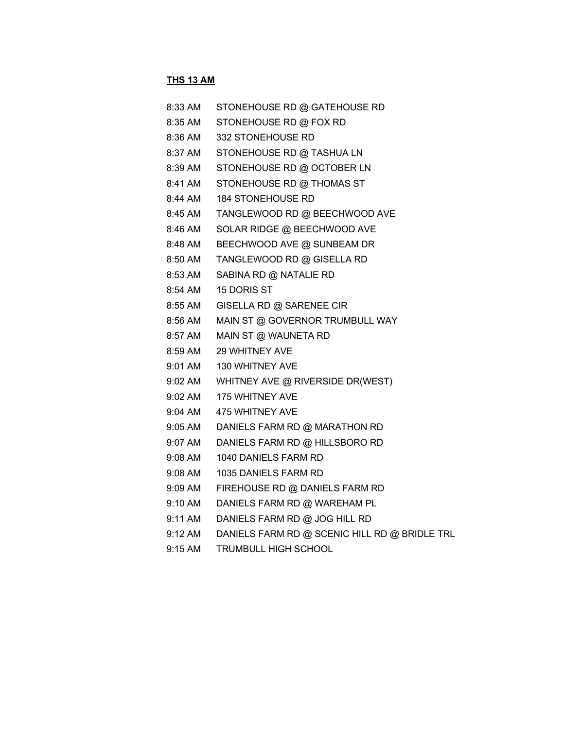**THS 13 AM**

| | |
|---|---|
| 8:33 AM | STONEHOUSE RD @ GATEHOUSE RD |
| 8:35 AM | STONEHOUSE RD @ FOX RD |
| 8:36 AM | 332 STONEHOUSE RD |
| 8:37 AM | STONEHOUSE RD @ TASHUA LN |
| 8:39 AM | STONEHOUSE RD @ OCTOBER LN |
| 8:41 AM | STONEHOUSE RD @ THOMAS ST |
| 8:44 AM | 184 STONEHOUSE RD |
| 8:45 AM | TANGLEWOOD RD @ BEECHWOOD AVE |
| 8:46 AM | SOLAR RIDGE @ BEECHWOOD AVE |
| 8:48 AM | BEECHWOOD AVE @ SUNBEAM DR |
| 8:50 AM | TANGLEWOOD RD @ GISELLA RD |
| 8:53 AM | SABINA RD @ NATALIE RD |
| 8:54 AM | 15 DORIS ST |
| 8:55 AM | GISELLA RD @ SARENEE CIR |
| 8:56 AM | MAIN ST @ GOVERNOR TRUMBULL WAY |
| 8:57 AM | MAIN ST @ WAUNETA RD |
| 8:59 AM | 29 WHITNEY AVE |
| 9:01 AM | 130 WHITNEY AVE |
| 9:02 AM | WHITNEY AVE @ RIVERSIDE DR(WEST) |
| 9:02 AM | 175 WHITNEY AVE |
| 9:04 AM | 475 WHITNEY AVE |
| 9:05 AM | DANIELS FARM RD @ MARATHON RD |
| 9:07 AM | DANIELS FARM RD @ HILLSBORO RD |
| 9:08 AM | 1040 DANIELS FARM RD |
| 9:08 AM | 1035 DANIELS FARM RD |
| 9:09 AM | FIREHOUSE RD @ DANIELS FARM RD |
| 9:10 AM | DANIELS FARM RD @ WAREHAM PL |
| 9:11 AM | DANIELS FARM RD @ JOG HILL RD |
| 9:12 AM | DANIELS FARM RD @ SCENIC HILL RD @ BRIDLE TRL |
| 9:15 AM | TRUMBULL HIGH SCHOOL |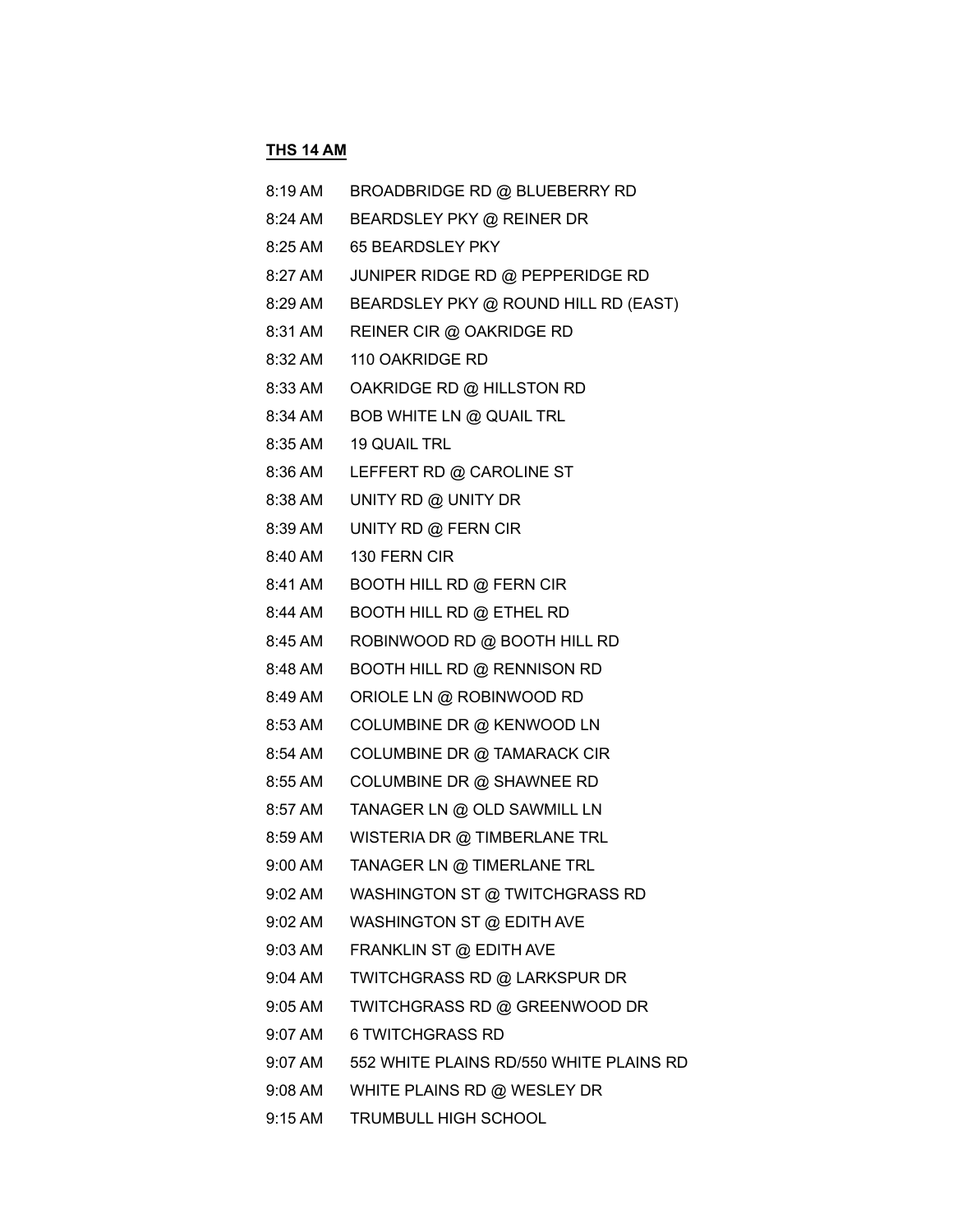**THS 14 AM**

| | |
|---|---|
| 8:19 AM | BROADBRIDGE RD @ BLUEBERRY RD |
| 8:24 AM | BEARDSLEY PKY @ REINER DR |
| 8:25 AM | 65 BEARDSLEY PKY |
| 8:27 AM | JUNIPER RIDGE RD @ PEPPERIDGE RD |
| 8:29 AM | BEARDSLEY PKY @ ROUND HILL RD (EAST) |
| 8:31 AM | REINER CIR @ OAKRIDGE RD |
| 8:32 AM | 110 OAKRIDGE RD |
| 8:33 AM | OAKRIDGE RD @ HILLSTON RD |
| 8:34 AM | BOB WHITE LN @ QUAIL TRL |
| 8:35 AM | 19 QUAIL TRL |
| 8:36 AM | LEFFERT RD @ CAROLINE ST |
| 8:38 AM | UNITY RD @ UNITY DR |
| 8:39 AM | UNITY RD @ FERN CIR |
| 8:40 AM | 130 FERN CIR |
| 8:41 AM | BOOTH HILL RD @ FERN CIR |
| 8:44 AM | BOOTH HILL RD @ ETHEL RD |
| 8:45 AM | ROBINWOOD RD @ BOOTH HILL RD |
| 8:48 AM | BOOTH HILL RD @ RENNISON RD |
| 8:49 AM | ORIOLE LN @ ROBINWOOD RD |
| 8:53 AM | COLUMBINE DR @ KENWOOD LN |
| 8:54 AM | COLUMBINE DR @ TAMARACK CIR |
| 8:55 AM | COLUMBINE DR @ SHAWNEE RD |
| 8:57 AM | TANAGER LN @ OLD SAWMILL LN |
| 8:59 AM | WISTERIA DR @ TIMBERLANE TRL |
| 9:00 AM | TANAGER LN @ TIMERLANE TRL |
| 9:02 AM | WASHINGTON ST @ TWITCHGRASS RD |
| 9:02 AM | WASHINGTON ST @ EDITH AVE |
| 9:03 AM | FRANKLIN ST @ EDITH AVE |
| 9:04 AM | TWITCHGRASS RD @ LARKSPUR DR |
| 9:05 AM | TWITCHGRASS RD @ GREENWOOD DR |
| 9:07 AM | 6 TWITCHGRASS RD |
| 9:07 AM | 552 WHITE PLAINS RD/550 WHITE PLAINS RD |
| 9:08 AM | WHITE PLAINS RD @ WESLEY DR |
| 9:15 AM | TRUMBULL HIGH SCHOOL |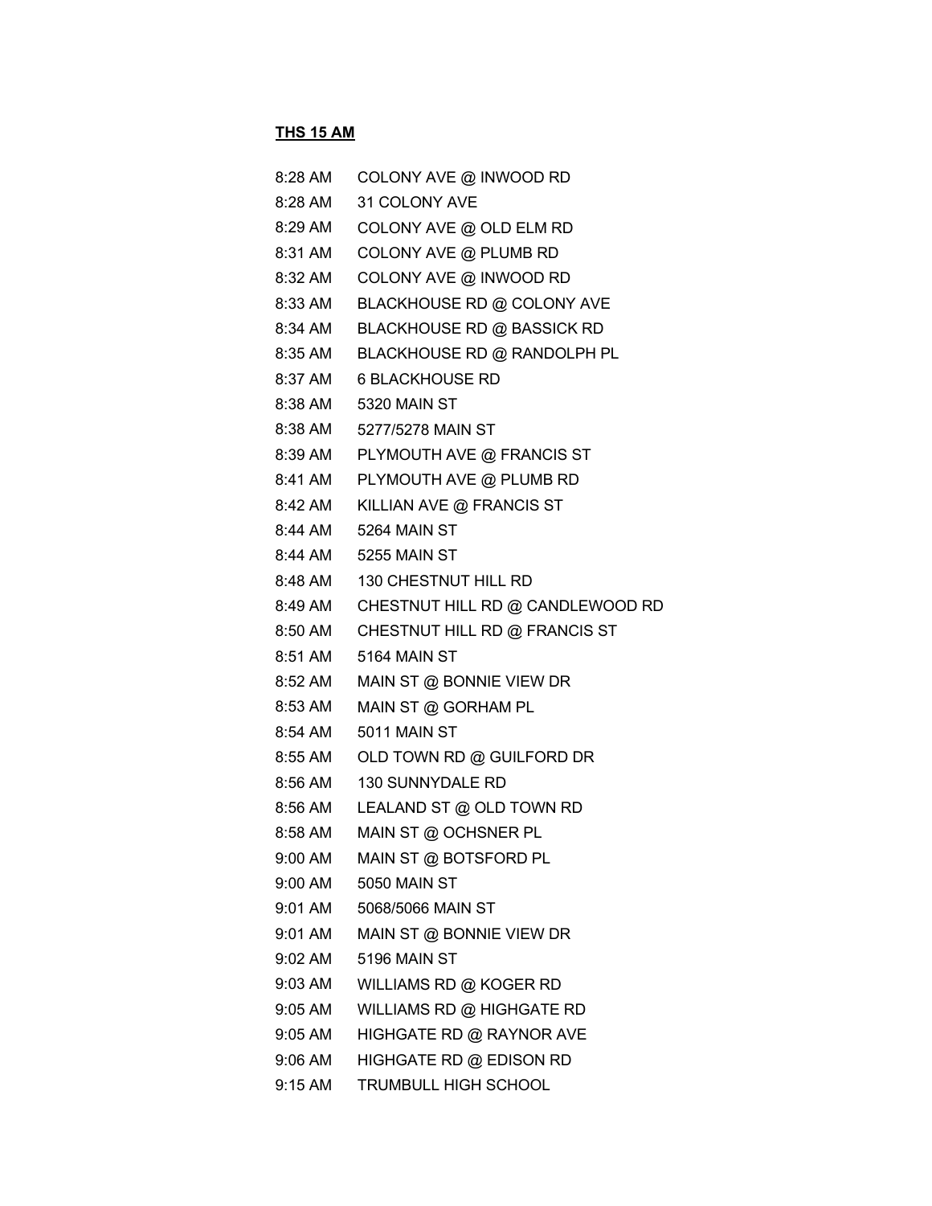**THS 15 AM**

| | |
|---|---|
| 8:28 AM | COLONY AVE @ INWOOD RD |
| 8:28 AM | 31 COLONY AVE |
| 8:29 AM | COLONY AVE @ OLD ELM RD |
| 8:31 AM | COLONY AVE @ PLUMB RD |
| 8:32 AM | COLONY AVE @ INWOOD RD |
| 8:33 AM | BLACKHOUSE RD @ COLONY AVE |
| 8:34 AM | BLACKHOUSE RD @ BASSICK RD |
| 8:35 AM | BLACKHOUSE RD @ RANDOLPH PL |
| 8:37 AM | 6 BLACKHOUSE RD |
| 8:38 AM | 5320 MAIN ST |
| 8:38 AM | 5277/5278 MAIN ST |
| 8:39 AM | PLYMOUTH AVE @ FRANCIS ST |
| 8:41 AM | PLYMOUTH AVE @ PLUMB RD |
| 8:42 AM | KILLIAN AVE @ FRANCIS ST |
| 8:44 AM | 5264 MAIN ST |
| 8:44 AM | 5255 MAIN ST |
| 8:48 AM | 130 CHESTNUT HILL RD |
| 8:49 AM | CHESTNUT HILL RD @ CANDLEWOOD RD |
| 8:50 AM | CHESTNUT HILL RD @ FRANCIS ST |
| 8:51 AM | 5164 MAIN ST |
| 8:52 AM | MAIN ST @ BONNIE VIEW DR |
| 8:53 AM | MAIN ST @ GORHAM PL |
| 8:54 AM | 5011 MAIN ST |
| 8:55 AM | OLD TOWN RD @ GUILFORD DR |
| 8:56 AM | 130 SUNNYDALE RD |
| 8:56 AM | LEALAND ST @ OLD TOWN RD |
| 8:58 AM | MAIN ST @ OCHSNER PL |
| 9:00 AM | MAIN ST @ BOTSFORD PL |
| 9:00 AM | 5050 MAIN ST |
| 9:01 AM | 5068/5066 MAIN ST |
| 9:01 AM | MAIN ST @ BONNIE VIEW DR |
| 9:02 AM | 5196 MAIN ST |
| 9:03 AM | WILLIAMS RD @ KOGER RD |
| 9:05 AM | WILLIAMS RD @ HIGHGATE RD |
| 9:05 AM | HIGHGATE RD @ RAYNOR AVE |
| 9:06 AM | HIGHGATE RD @ EDISON RD |
| 9:15 AM | TRUMBULL HIGH SCHOOL |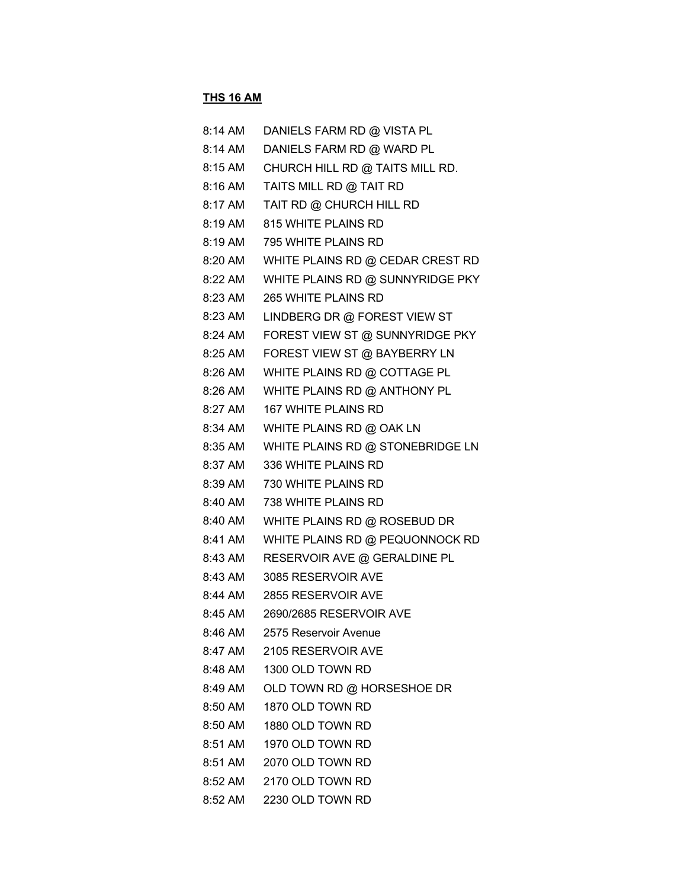**THS 16 AM**

| | |
|---|---|
| 8:14 AM | DANIELS FARM RD @ VISTA PL |
| 8:14 AM | DANIELS FARM RD @ WARD PL |
| 8:15 AM | CHURCH HILL RD @ TAITS MILL RD. |
| 8:16 AM | TAITS MILL RD @ TAIT RD |
| 8:17 AM | TAIT RD @ CHURCH HILL RD |
| 8:19 AM | 815 WHITE PLAINS RD |
| 8:19 AM | 795 WHITE PLAINS RD |
| 8:20 AM | WHITE PLAINS RD @ CEDAR CREST RD |
| 8:22 AM | WHITE PLAINS RD @ SUNNYRIDGE PKY |
| 8:23 AM | 265 WHITE PLAINS RD |
| 8:23 AM | LINDBERG DR @ FOREST VIEW ST |
| 8:24 AM | FOREST VIEW ST @ SUNNYRIDGE PKY |
| 8:25 AM | FOREST VIEW ST @ BAYBERRY LN |
| 8:26 AM | WHITE PLAINS RD @ COTTAGE PL |
| 8:26 AM | WHITE PLAINS RD @ ANTHONY PL |
| 8:27 AM | 167 WHITE PLAINS RD |
| 8:34 AM | WHITE PLAINS RD @ OAK LN |
| 8:35 AM | WHITE PLAINS RD @ STONEBRIDGE LN |
| 8:37 AM | 336 WHITE PLAINS RD |
| 8:39 AM | 730 WHITE PLAINS RD |
| 8:40 AM | 738 WHITE PLAINS RD |
| 8:40 AM | WHITE PLAINS RD @ ROSEBUD DR |
| 8:41 AM | WHITE PLAINS RD @ PEQUONNOCK RD |
| 8:43 AM | RESERVOIR AVE @ GERALDINE PL |
| 8:43 AM | 3085 RESERVOIR AVE |
| 8:44 AM | 2855 RESERVOIR AVE |
| 8:45 AM | 2690/2685 RESERVOIR AVE |
| 8:46 AM | 2575 Reservoir Avenue |
| 8:47 AM | 2105 RESERVOIR AVE |
| 8:48 AM | 1300 OLD TOWN RD |
| 8:49 AM | OLD TOWN RD @ HORSESHOE DR |
| 8:50 AM | 1870 OLD TOWN RD |
| 8:50 AM | 1880 OLD TOWN RD |
| 8:51 AM | 1970 OLD TOWN RD |
| 8:51 AM | 2070 OLD TOWN RD |
| 8:52 AM | 2170 OLD TOWN RD |
| 8:52 AM | 2230 OLD TOWN RD |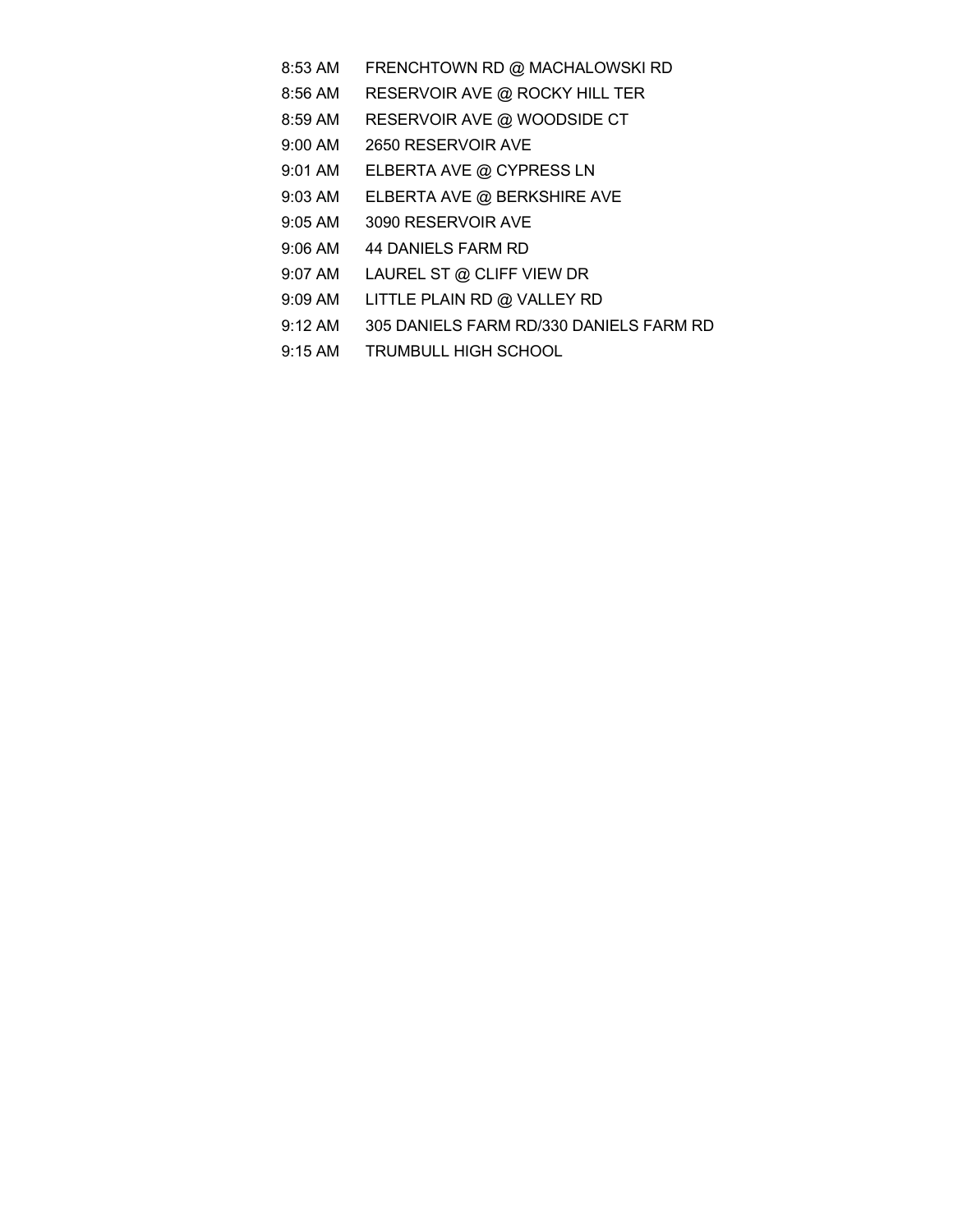| | |
|---|---|
| 8:53 AM | FRENCHTOWN RD @ MACHALOWSKI RD |
| 8:56 AM | RESERVOIR AVE @ ROCKY HILL TER |
| 8:59 AM | RESERVOIR AVE @ WOODSIDE CT |
| 9:00 AM | 2650 RESERVOIR AVE |
| 9:01 AM | ELBERTA AVE @ CYPRESS LN |
| 9:03 AM | ELBERTA AVE @ BERKSHIRE AVE |
| 9:05 AM | 3090 RESERVOIR AVE |
| 9:06 AM | 44 DANIELS FARM RD |
| 9:07 AM | LAUREL ST @ CLIFF VIEW DR |
| 9:09 AM | LITTLE PLAIN RD @ VALLEY RD |
| 9:12 AM | 305 DANIELS FARM RD/330 DANIELS FARM RD |
| 9:15 AM | TRUMBULL HIGH SCHOOL |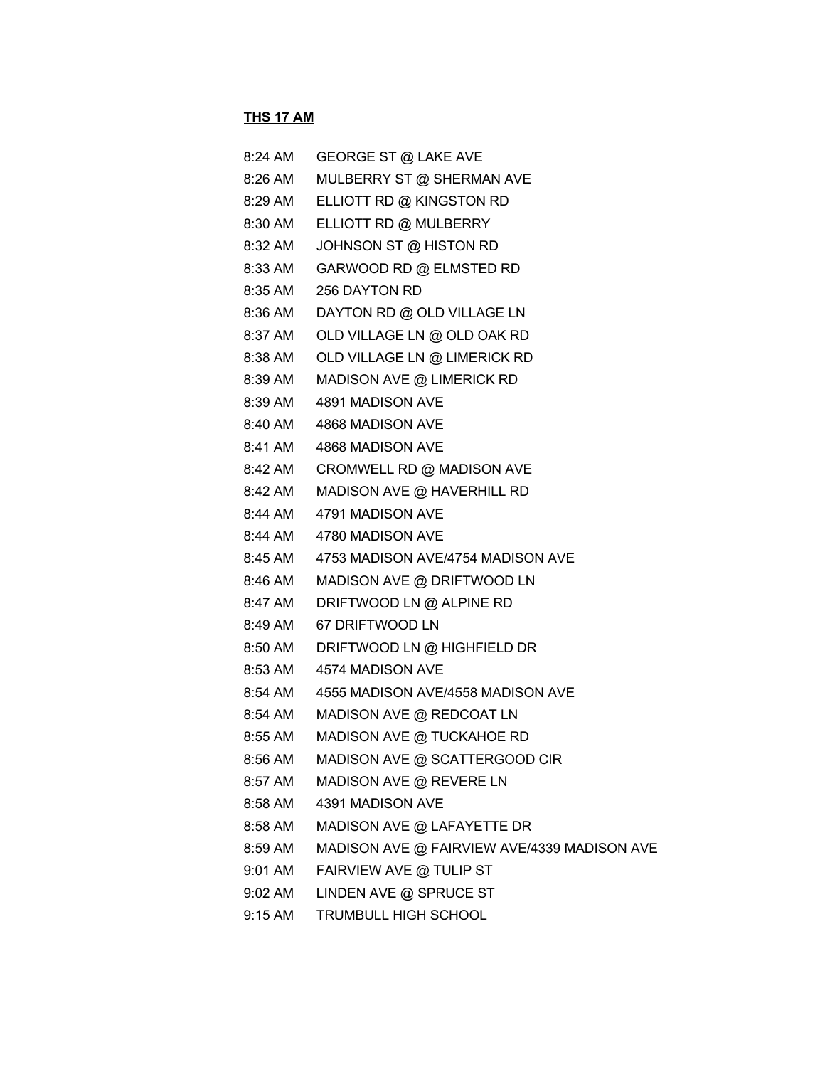**THS 17 AM**

| | |
|---|---|
| 8:24 AM | GEORGE ST @ LAKE AVE |
| 8:26 AM | MULBERRY ST @ SHERMAN AVE |
| 8:29 AM | ELLIOTT RD @ KINGSTON RD |
| 8:30 AM | ELLIOTT RD @ MULBERRY |
| 8:32 AM | JOHNSON ST @ HISTON RD |
| 8:33 AM | GARWOOD RD @ ELMSTED RD |
| 8:35 AM | 256 DAYTON RD |
| 8:36 AM | DAYTON RD @ OLD VILLAGE LN |
| 8:37 AM | OLD VILLAGE LN @ OLD OAK RD |
| 8:38 AM | OLD VILLAGE LN @ LIMERICK RD |
| 8:39 AM | MADISON AVE @ LIMERICK RD |
| 8:39 AM | 4891 MADISON AVE |
| 8:40 AM | 4868 MADISON AVE |
| 8:41 AM | 4868 MADISON AVE |
| 8:42 AM | CROMWELL RD @ MADISON AVE |
| 8:42 AM | MADISON AVE @ HAVERHILL RD |
| 8:44 AM | 4791 MADISON AVE |
| 8:44 AM | 4780 MADISON AVE |
| 8:45 AM | 4753 MADISON AVE/4754 MADISON AVE |
| 8:46 AM | MADISON AVE @ DRIFTWOOD LN |
| 8:47 AM | DRIFTWOOD LN @ ALPINE RD |
| 8:49 AM | 67 DRIFTWOOD LN |
| 8:50 AM | DRIFTWOOD LN @ HIGHFIELD DR |
| 8:53 AM | 4574 MADISON AVE |
| 8:54 AM | 4555 MADISON AVE/4558 MADISON AVE |
| 8:54 AM | MADISON AVE @ REDCOAT LN |
| 8:55 AM | MADISON AVE @ TUCKAHOE RD |
| 8:56 AM | MADISON AVE @ SCATTERGOOD CIR |
| 8:57 AM | MADISON AVE @ REVERE LN |
| 8:58 AM | 4391 MADISON AVE |
| 8:58 AM | MADISON AVE @ LAFAYETTE DR |
| 8:59 AM | MADISON AVE @ FAIRVIEW AVE/4339 MADISON AVE |
| 9:01 AM | FAIRVIEW AVE @ TULIP ST |
| 9:02 AM | LINDEN AVE @ SPRUCE ST |
| 9:15 AM | TRUMBULL HIGH SCHOOL |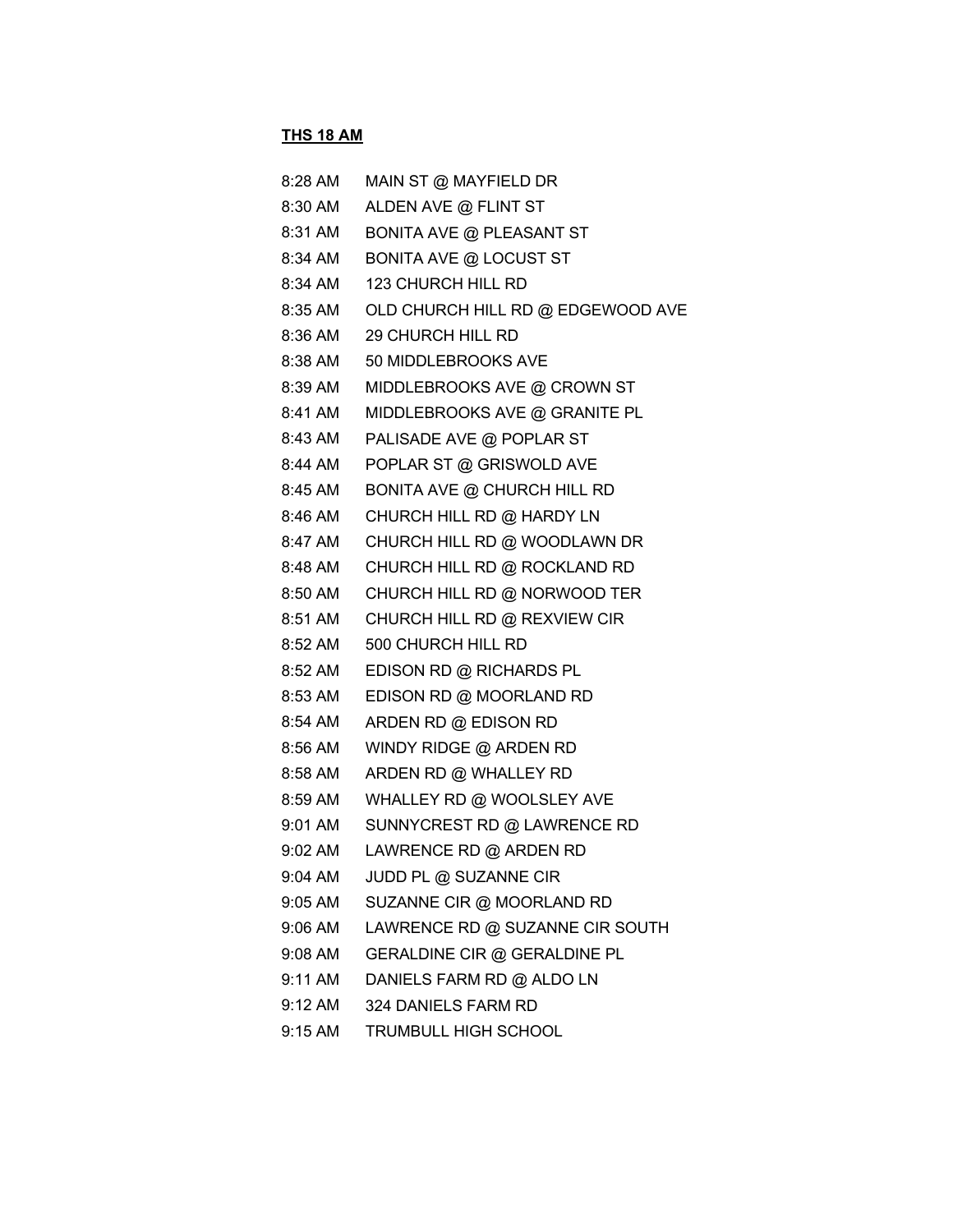**THS 18 AM**

| | |
|---|---|
| 8:28 AM | MAIN ST @ MAYFIELD DR |
| 8:30 AM | ALDEN AVE @ FLINT ST |
| 8:31 AM | BONITA AVE @ PLEASANT ST |
| 8:34 AM | BONITA AVE @ LOCUST ST |
| 8:34 AM | 123 CHURCH HILL RD |
| 8:35 AM | OLD CHURCH HILL RD @ EDGEWOOD AVE |
| 8:36 AM | 29 CHURCH HILL RD |
| 8:38 AM | 50 MIDDLEBROOKS AVE |
| 8:39 AM | MIDDLEBROOKS AVE @ CROWN ST |
| 8:41 AM | MIDDLEBROOKS AVE @ GRANITE PL |
| 8:43 AM | PALISADE AVE @ POPLAR ST |
| 8:44 AM | POPLAR ST @ GRISWOLD AVE |
| 8:45 AM | BONITA AVE @ CHURCH HILL RD |
| 8:46 AM | CHURCH HILL RD @ HARDY LN |
| 8:47 AM | CHURCH HILL RD @ WOODLAWN DR |
| 8:48 AM | CHURCH HILL RD @ ROCKLAND RD |
| 8:50 AM | CHURCH HILL RD @ NORWOOD TER |
| 8:51 AM | CHURCH HILL RD @ REXVIEW CIR |
| 8:52 AM | 500 CHURCH HILL RD |
| 8:52 AM | EDISON RD @ RICHARDS PL |
| 8:53 AM | EDISON RD @ MOORLAND RD |
| 8:54 AM | ARDEN RD @ EDISON RD |
| 8:56 AM | WINDY RIDGE @ ARDEN RD |
| 8:58 AM | ARDEN RD @ WHALLEY RD |
| 8:59 AM | WHALLEY RD @ WOOLSLEY AVE |
| 9:01 AM | SUNNYCREST RD @ LAWRENCE RD |
| 9:02 AM | LAWRENCE RD @ ARDEN RD |
| 9:04 AM | JUDD PL @ SUZANNE CIR |
| 9:05 AM | SUZANNE CIR @ MOORLAND RD |
| 9:06 AM | LAWRENCE RD @ SUZANNE CIR SOUTH |
| 9:08 AM | GERALDINE CIR @ GERALDINE PL |
| 9:11 AM | DANIELS FARM RD @ ALDO LN |
| 9:12 AM | 324 DANIELS FARM RD |
| 9:15 AM | TRUMBULL HIGH SCHOOL |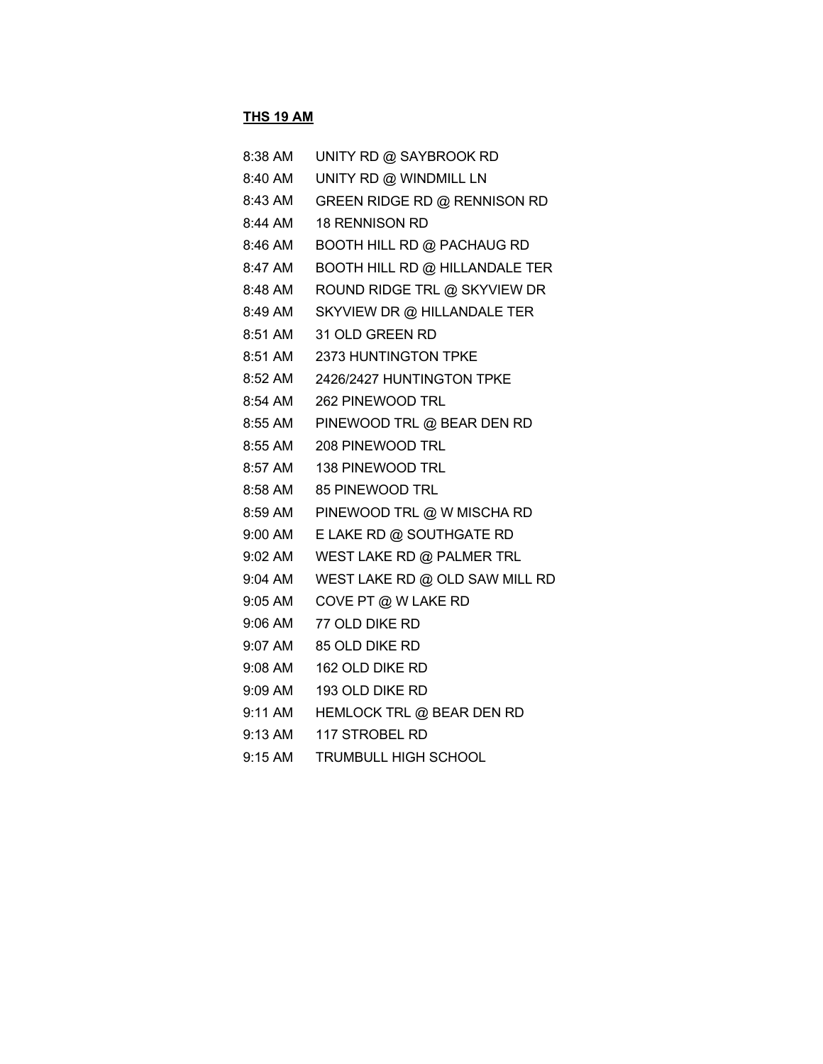**THS 19 AM**

| | |
|---|---|
| 8:38 AM | UNITY RD @ SAYBROOK RD |
| 8:40 AM | UNITY RD @ WINDMILL LN |
| 8:43 AM | GREEN RIDGE RD @ RENNISON RD |
| 8:44 AM | 18 RENNISON RD |
| 8:46 AM | BOOTH HILL RD @ PACHAUG RD |
| 8:47 AM | BOOTH HILL RD @ HILLANDALE TER |
| 8:48 AM | ROUND RIDGE TRL @ SKYVIEW DR |
| 8:49 AM | SKYVIEW DR @ HILLANDALE TER |
| 8:51 AM | 31 OLD GREEN RD |
| 8:51 AM | 2373 HUNTINGTON TPKE |
| 8:52 AM | 2426/2427 HUNTINGTON TPKE |
| 8:54 AM | 262 PINEWOOD TRL |
| 8:55 AM | PINEWOOD TRL @ BEAR DEN RD |
| 8:55 AM | 208 PINEWOOD TRL |
| 8:57 AM | 138 PINEWOOD TRL |
| 8:58 AM | 85 PINEWOOD TRL |
| 8:59 AM | PINEWOOD TRL @ W MISCHA RD |
| 9:00 AM | E LAKE RD @ SOUTHGATE RD |
| 9:02 AM | WEST LAKE RD @ PALMER TRL |
| 9:04 AM | WEST LAKE RD @ OLD SAW MILL RD |
| 9:05 AM | COVE PT @ W LAKE RD |
| 9:06 AM | 77 OLD DIKE RD |
| 9:07 AM | 85 OLD DIKE RD |
| 9:08 AM | 162 OLD DIKE RD |
| 9:09 AM | 193 OLD DIKE RD |
| 9:11 AM | HEMLOCK TRL @ BEAR DEN RD |
| 9:13 AM | 117 STROBEL RD |
| 9:15 AM | TRUMBULL HIGH SCHOOL |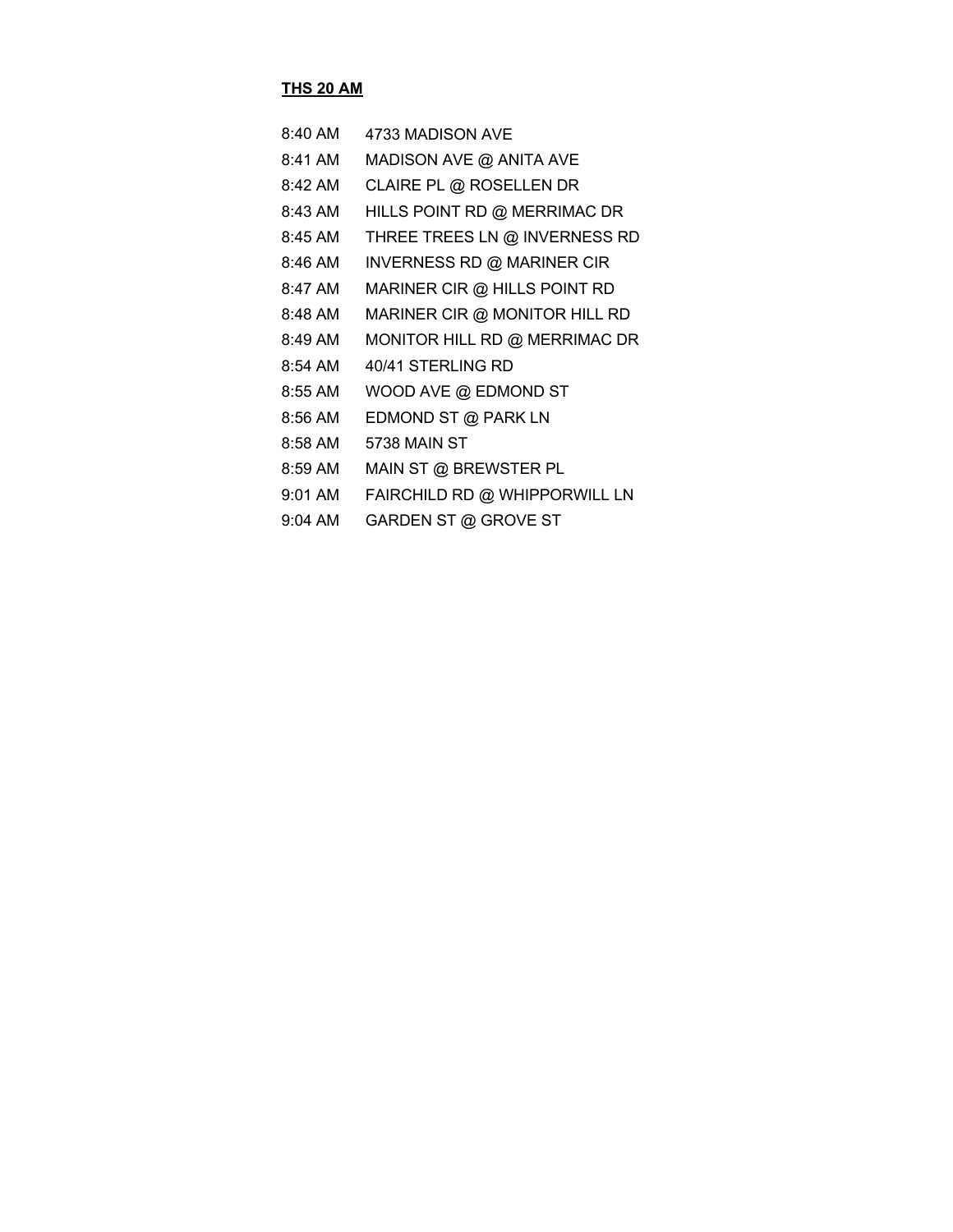**THS 20 AM**

| | |
|---|---|
| 8:40 AM | 4733 MADISON AVE |
| 8:41 AM | MADISON AVE @ ANITA AVE |
| 8:42 AM | CLAIRE PL @ ROSELLEN DR |
| 8:43 AM | HILLS POINT RD @ MERRIMAC DR |
| 8:45 AM | THREE TREES LN @ INVERNESS RD |
| 8:46 AM | INVERNESS RD @ MARINER CIR |
| 8:47 AM | MARINER CIR @ HILLS POINT RD |
| 8:48 AM | MARINER CIR @ MONITOR HILL RD |
| 8:49 AM | MONITOR HILL RD @ MERRIMAC DR |
| 8:54 AM | 40/41 STERLING RD |
| 8:55 AM | WOOD AVE @ EDMOND ST |
| 8:56 AM | EDMOND ST @ PARK LN |
| 8:58 AM | 5738 MAIN ST |
| 8:59 AM | MAIN ST @ BREWSTER PL |
| 9:01 AM | FAIRCHILD RD @ WHIPPORWILL LN |
| 9:04 AM | GARDEN ST @ GROVE ST |